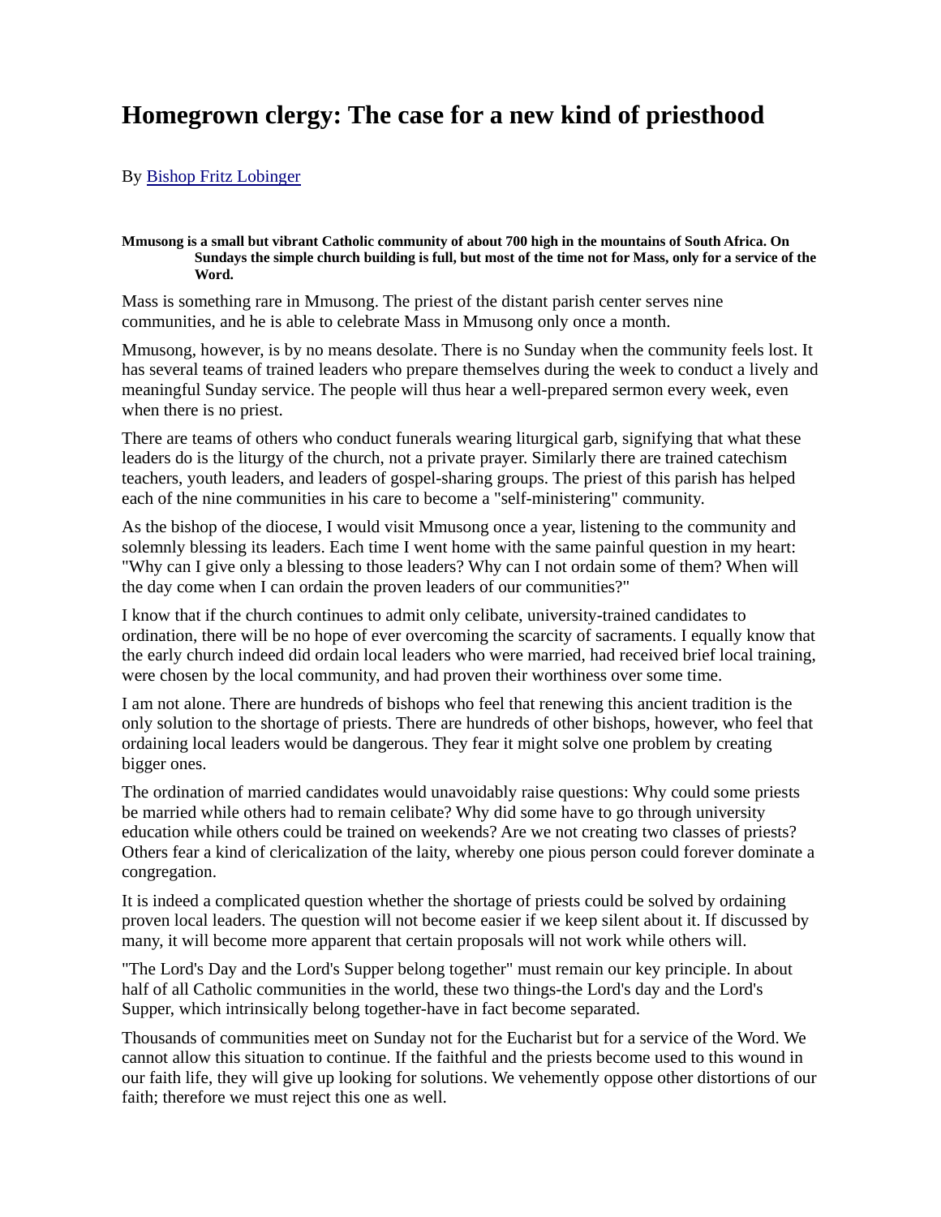# Homegrown clergy: The case for a new kind of priesthood

By Bishop Fritz Lobinger

**Mmusong is a small but vibrant Catholic community of about 700 high in the mountains of South Africa. On Sundays the simple church building is full, but most of the time not for Mass, only for a service of the Word.**

Mass is something rare in Mmusong. The priest of the distant parish center serves nine communities, and he is able to celebrate Mass in Mmusong only once a month.

Mmusong, however, is by no means desolate. There is no Sunday when the community feels lost. It has several teams of trained leaders who prepare themselves during the week to conduct a lively and meaningful Sunday service. The people will thus hear a well-prepared sermon every week, even when there is no priest.

There are teams of others who conduct funerals wearing liturgical garb, signifying that what these leaders do is the liturgy of the church, not a private prayer. Similarly there are trained catechism teachers, youth leaders, and leaders of gospel-sharing groups. The priest of this parish has helped each of the nine communities in his care to become a "self-ministering" community.

As the bishop of the diocese, I would visit Mmusong once a year, listening to the community and solemnly blessing its leaders. Each time I went home with the same painful question in my heart: "Why can I give only a blessing to those leaders? Why can I not ordain some of them? When will the day come when I can ordain the proven leaders of our communities?"

I know that if the church continues to admit only celibate, university-trained candidates to ordination, there will be no hope of ever overcoming the scarcity of sacraments. I equally know that the early church indeed did ordain local leaders who were married, had received brief local training, were chosen by the local community, and had proven their worthiness over some time.

I am not alone. There are hundreds of bishops who feel that renewing this ancient tradition is the only solution to the shortage of priests. There are hundreds of other bishops, however, who feel that ordaining local leaders would be dangerous. They fear it might solve one problem by creating bigger ones.

The ordination of married candidates would unavoidably raise questions: Why could some priests be married while others had to remain celibate? Why did some have to go through university education while others could be trained on weekends? Are we not creating two classes of priests? Others fear a kind of clericalization of the laity, whereby one pious person could forever dominate a congregation.

It is indeed a complicated question whether the shortage of priests could be solved by ordaining proven local leaders. The question will not become easier if we keep silent about it. If discussed by many, it will become more apparent that certain proposals will not work while others will.

"The Lord's Day and the Lord's Supper belong together" must remain our key principle. In about half of all Catholic communities in the world, these two things-the Lord's day and the Lord's Supper, which intrinsically belong together-have in fact become separated.

Thousands of communities meet on Sunday not for the Eucharist but for a service of the Word. We cannot allow this situation to continue. If the faithful and the priests become used to this wound in our faith life, they will give up looking for solutions. We vehemently oppose other distortions of our faith; therefore we must reject this one as well.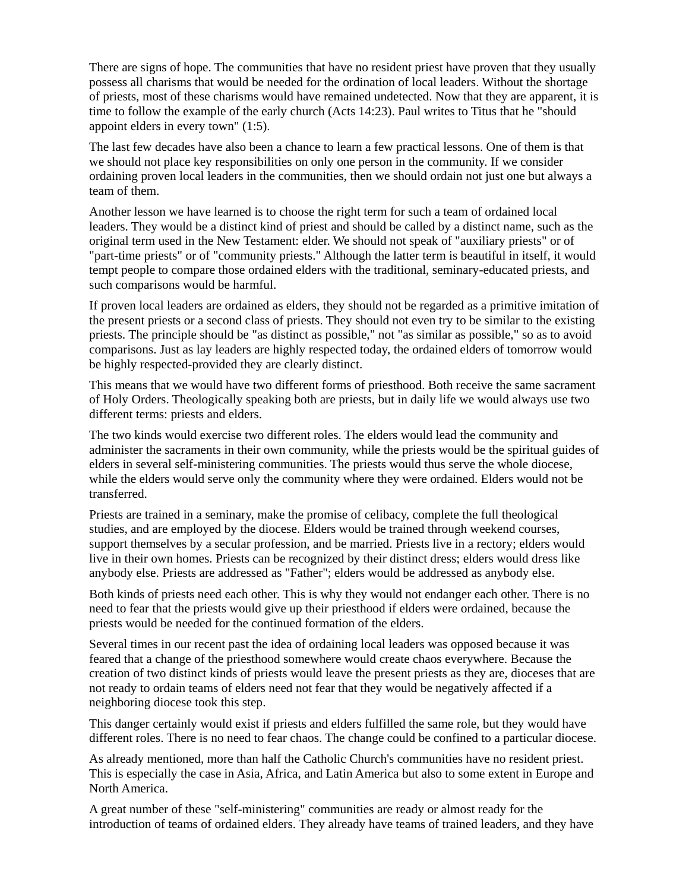There are signs of hope. The communities that have no resident priest have proven that they usually possess all charisms that would be needed for the ordination of local leaders. Without the shortage of priests, most of these charisms would have remained undetected. Now that they are apparent, it is time to follow the example of the early church (Acts 14:23). Paul writes to Titus that he "should appoint elders in every town" (1:5).

The last few decades have also been a chance to learn a few practical lessons. One of them is that we should not place key responsibilities on only one person in the community. If we consider ordaining proven local leaders in the communities, then we should ordain not just one but always a team of them.

Another lesson we have learned is to choose the right term for such a team of ordained local leaders. They would be a distinct kind of priest and should be called by a distinct name, such as the original term used in the New Testament: elder. We should not speak of "auxiliary priests" or of "part-time priests" or of "community priests." Although the latter term is beautiful in itself, it would tempt people to compare those ordained elders with the traditional, seminary-educated priests, and such comparisons would be harmful.

If proven local leaders are ordained as elders, they should not be regarded as a primitive imitation of the present priests or a second class of priests. They should not even try to be similar to the existing priests. The principle should be "as distinct as possible," not "as similar as possible," so as to avoid comparisons. Just as lay leaders are highly respected today, the ordained elders of tomorrow would be highly respected-provided they are clearly distinct.

This means that we would have two different forms of priesthood. Both receive the same sacrament of Holy Orders. Theologically speaking both are priests, but in daily life we would always use two different terms: priests and elders.

The two kinds would exercise two different roles. The elders would lead the community and administer the sacraments in their own community, while the priests would be the spiritual guides of elders in several self-ministering communities. The priests would thus serve the whole diocese, while the elders would serve only the community where they were ordained. Elders would not be transferred.

Priests are trained in a seminary, make the promise of celibacy, complete the full theological studies, and are employed by the diocese. Elders would be trained through weekend courses, support themselves by a secular profession, and be married. Priests live in a rectory; elders would live in their own homes. Priests can be recognized by their distinct dress; elders would dress like anybody else. Priests are addressed as "Father"; elders would be addressed as anybody else.

Both kinds of priests need each other. This is why they would not endanger each other. There is no need to fear that the priests would give up their priesthood if elders were ordained, because the priests would be needed for the continued formation of the elders.

Several times in our recent past the idea of ordaining local leaders was opposed because it was feared that a change of the priesthood somewhere would create chaos everywhere. Because the creation of two distinct kinds of priests would leave the present priests as they are, dioceses that are not ready to ordain teams of elders need not fear that they would be negatively affected if a neighboring diocese took this step.

This danger certainly would exist if priests and elders fulfilled the same role, but they would have different roles. There is no need to fear chaos. The change could be confined to a particular diocese.

As already mentioned, more than half the Catholic Church's communities have no resident priest. This is especially the case in Asia, Africa, and Latin America but also to some extent in Europe and North America.

A great number of these "self-ministering" communities are ready or almost ready for the introduction of teams of ordained elders. They already have teams of trained leaders, and they have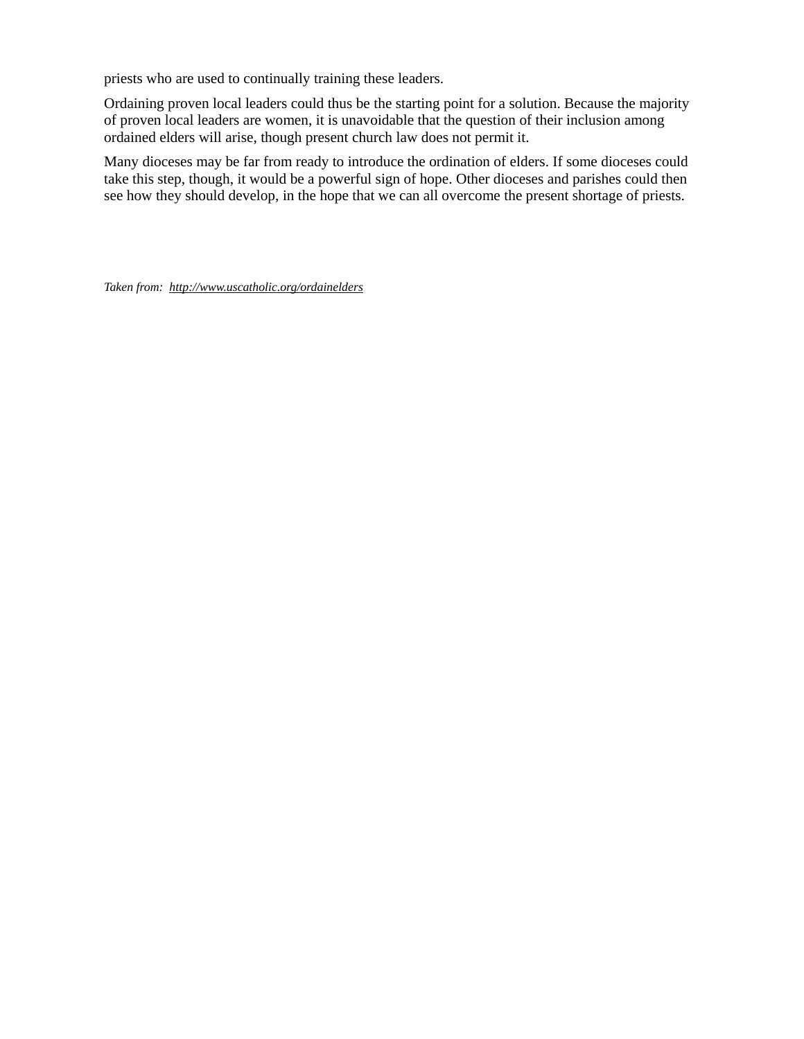priests who are used to continually training these leaders.

Ordaining proven local leaders could thus be the starting point for a solution. Because the majority of proven local leaders are women, it is unavoidable that the question of their inclusion among ordained elders will arise, though present church law does not permit it.

Many dioceses may be far from ready to introduce the ordination of elders. If some dioceses could take this step, though, it would be a powerful sign of hope. Other dioceses and parishes could then see how they should develop, in the hope that we can all overcome the present shortage of priests.

*Taken from: http://www.uscatholic.org/ordainelders*